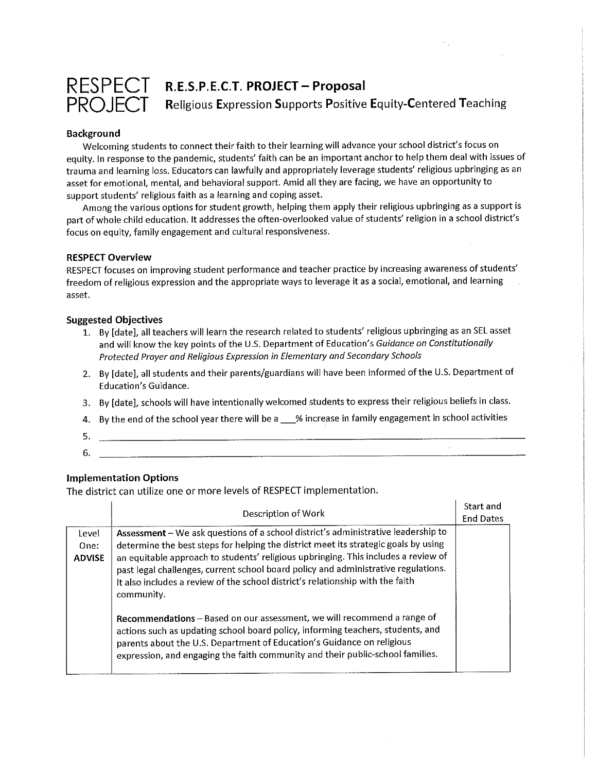# RESPECT PROJECT

## R.E.S.P.E.C.T. PROJECT – Proposal

**R**eligious **E**xpression **S**upports **P**ositive **E**quity-**C**entered **T**eaching

### Background

Welcoming students to connect their faith to their learning will advance your school district's focus on equity. In response to the pandemic, students' faith can be an important anchor to help them deal with issues of trauma and learning loss. Educators can lawfully and appropriately leverage students' religious upbringing as an asset for emotional, mental, and behavioral support. Amid all they are facing, we have an opportunity to support students' religious faith as a learning and coping asset.

Among the various options for student growth, helping them apply their religious upbringing as a support is part of whole child education. It addresses the often-overlooked value of students' religion in a school district's focus on equity, family engagement and cultural responsiveness.

### RESPECT Overview

RESPECT focuses on improving student performance and teacher practice by increasing awareness of students' freedom of religious expression and the appropriate ways to leverage it as a social, emotional, and learning asset.

### Suggested Objectives

1. By [date], all teachers will learn the research related to students' religious upbringing as an SEL asset and will know the key points of the U.S. Department of Education's *Guidance on Constitutionally Protected Prayer and Religious Expression in Elementary and Secondary Schools*
2. By [date], all students and their parents/guardians will have been informed of the U.S. Department of Education's Guidance.
3. By [date], schools will have intentionally welcomed students to express their religious beliefs in class.
4. By the end of the school year there will be a ___% increase in family engagement in school activities
5. ________________________________________
6. ________________________________________

### Implementation Options

The district can utilize one or more levels of RESPECT implementation.

| | Description of Work | Start and End Dates |
|---|---|---|
| Level One: **ADVISE** | **Assessment** – We ask questions of a school district's administrative leadership to determine the best steps for helping the district meet its strategic goals by using an equitable approach to students' religious upbringing. This includes a review of past legal challenges, current school board policy and administrative regulations. It also includes a review of the school district's relationship with the faith community.<br><br>**Recommendations** – Based on our assessment, we will recommend a range of actions such as updating school board policy, informing teachers, students, and parents about the U.S. Department of Education's Guidance on religious expression, and engaging the faith community and their public-school families. | |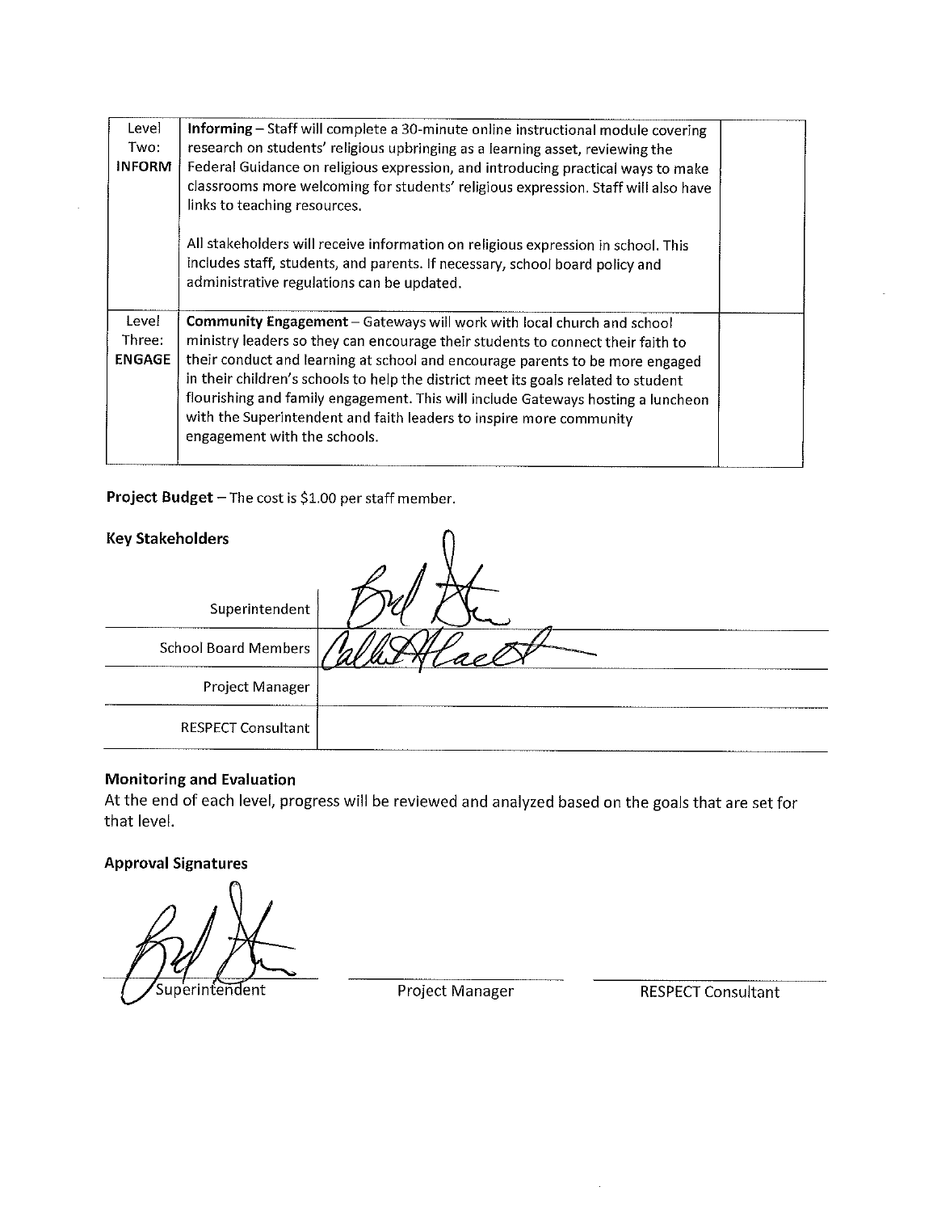| | | |
|---|---|---|
| Level Two: **INFORM** | **Informing** – Staff will complete a 30-minute online instructional module covering research on students' religious upbringing as a learning asset, reviewing the Federal Guidance on religious expression, and introducing practical ways to make classrooms more welcoming for students' religious expression. Staff will also have links to teaching resources.<br><br>All stakeholders will receive information on religious expression in school. This includes staff, students, and parents. If necessary, school board policy and administrative regulations can be updated. | |
| Level Three: **ENGAGE** | **Community Engagement** – Gateways will work with local church and school ministry leaders so they can encourage their students to connect their faith to their conduct and learning at school and encourage parents to be more engaged in their children's schools to help the district meet its goals related to student flourishing and family engagement. This will include Gateways hosting a luncheon with the Superintendent and faith leaders to inspire more community engagement with the schools. | |

**Project Budget** – The cost is $1.00 per staff member.

**Key Stakeholders**

| | |
|---|---|
| Superintendent | [signature] |
| School Board Members | [signature] |
| Project Manager | |
| RESPECT Consultant | |

**Monitoring and Evaluation**

At the end of each level, progress will be reviewed and analyzed based on the goals that are set for that level.

**Approval Signatures**

[signature]
Superintendent

Project Manager

RESPECT Consultant